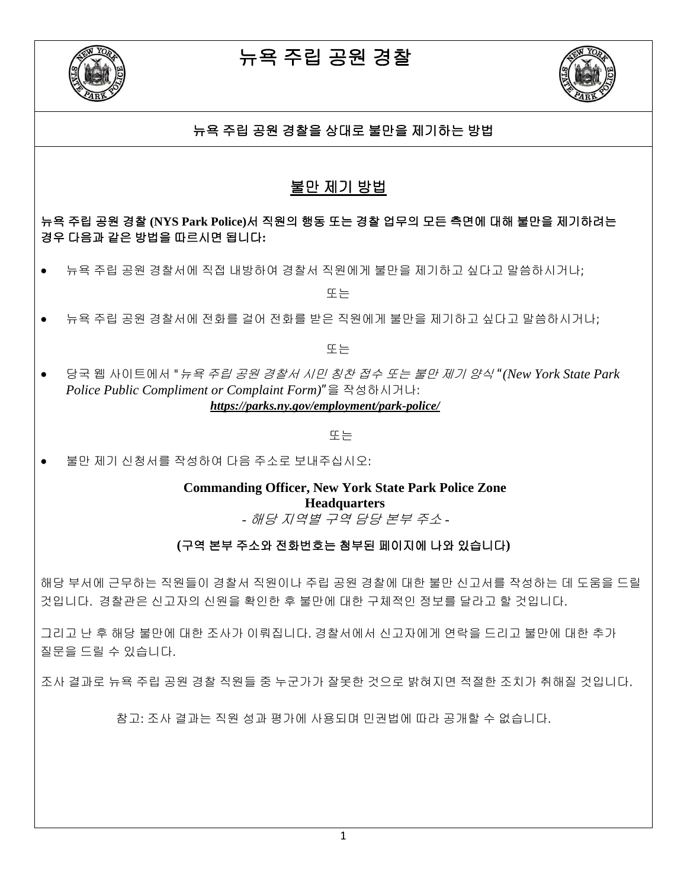# 뉴욕 주립 공원 경찰

## 뉴욕 주립 공원 경찰을 상대로 불만을 제기하는 방법

### 불만 제기 방법

**뉴욕 주립 공원 경찰 (NYS Park Police)서 직원의 행동 또는 경찰 업무의 모든 측면에 대해 불만을 제기하려는 경우 다음과 같은 방법을 따르시면 됩니다:**

- 뉴욕 주립 공원 경찰서에 직접 내방하여 경찰서 직원에게 불만을 제기하고 싶다고 말씀하시거나;

또는

- 뉴욕 주립 공원 경찰서에 전화를 걸어 전화를 받은 직원에게 불만을 제기하고 싶다고 말씀하시거나;

또는

- 당국 웹 사이트에서 "*뉴욕 주립 공원 경찰서 시민 칭찬 접수 또는 불만 제기 양식 "(New York State Park Police Public Compliment or Complaint Form)*"을 작성하시거나:
  ***https://parks.ny.gov/employment/park-police/***

또는

- 불만 제기 신청서를 작성하여 다음 주소로 보내주십시오:

**Commanding Officer, New York State Park Police Zone Headquarters**
- *해당 지역별 구역 담당 본부 주소* -

**(구역 본부 주소와 전화번호는 첨부된 페이지에 나와 있습니다)**

해당 부서에 근무하는 직원들이 경찰서 직원이나 주립 공원 경찰에 대한 불만 신고서를 작성하는 데 도움을 드릴 것입니다. 경찰관은 신고자의 신원을 확인한 후 불만에 대한 구체적인 정보를 달라고 할 것입니다.

그리고 난 후 해당 불만에 대한 조사가 이뤄집니다. 경찰서에서 신고자에게 연락을 드리고 불만에 대한 추가 질문을 드릴 수 있습니다.

조사 결과로 뉴욕 주립 공원 경찰 직원들 중 누군가가 잘못한 것으로 밝혀지면 적절한 조치가 취해질 것입니다.

참고: 조사 결과는 직원 성과 평가에 사용되며 민권법에 따라 공개할 수 없습니다.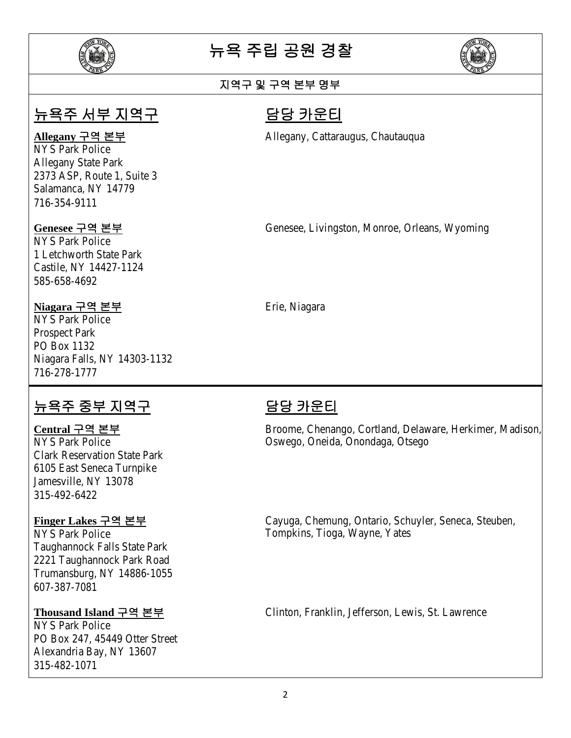# 뉴욕 주립 공원 경찰

## 지역구 및 구역 본부 명부

## 뉴욕주 서부 지역구

**담당 카운티**

**Allegany 구역 본부**
NYS Park Police
Allegany State Park
2373 ASP, Route 1, Suite 3
Salamanca, NY 14779
716-354-9111

담당 카운티: Allegany, Cattaraugus, Chautauqua

**Genesee 구역 본부**
NYS Park Police
1 Letchworth State Park
Castile, NY 14427-1124
585-658-4692

담당 카운티: Genesee, Livingston, Monroe, Orleans, Wyoming

**Niagara 구역 본부**
NYS Park Police
Prospect Park
PO Box 1132
Niagara Falls, NY 14303-1132
716-278-1777

담당 카운티: Erie, Niagara

## 뉴욕주 중부 지역구

**담당 카운티**

**Central 구역 본부**
NYS Park Police
Clark Reservation State Park
6105 East Seneca Turnpike
Jamesville, NY 13078
315-492-6422

담당 카운티: Broome, Chenango, Cortland, Delaware, Herkimer, Madison, Oswego, Oneida, Onondaga, Otsego

**Finger Lakes 구역 본부**
NYS Park Police
Taughannock Falls State Park
2221 Taughannock Park Road
Trumansburg, NY 14886-1055
607-387-7081

담당 카운티: Cayuga, Chemung, Ontario, Schuyler, Seneca, Steuben, Tompkins, Tioga, Wayne, Yates

**Thousand Island 구역 본부**
NYS Park Police
PO Box 247, 45449 Otter Street
Alexandria Bay, NY 13607
315-482-1071

담당 카운티: Clinton, Franklin, Jefferson, Lewis, St. Lawrence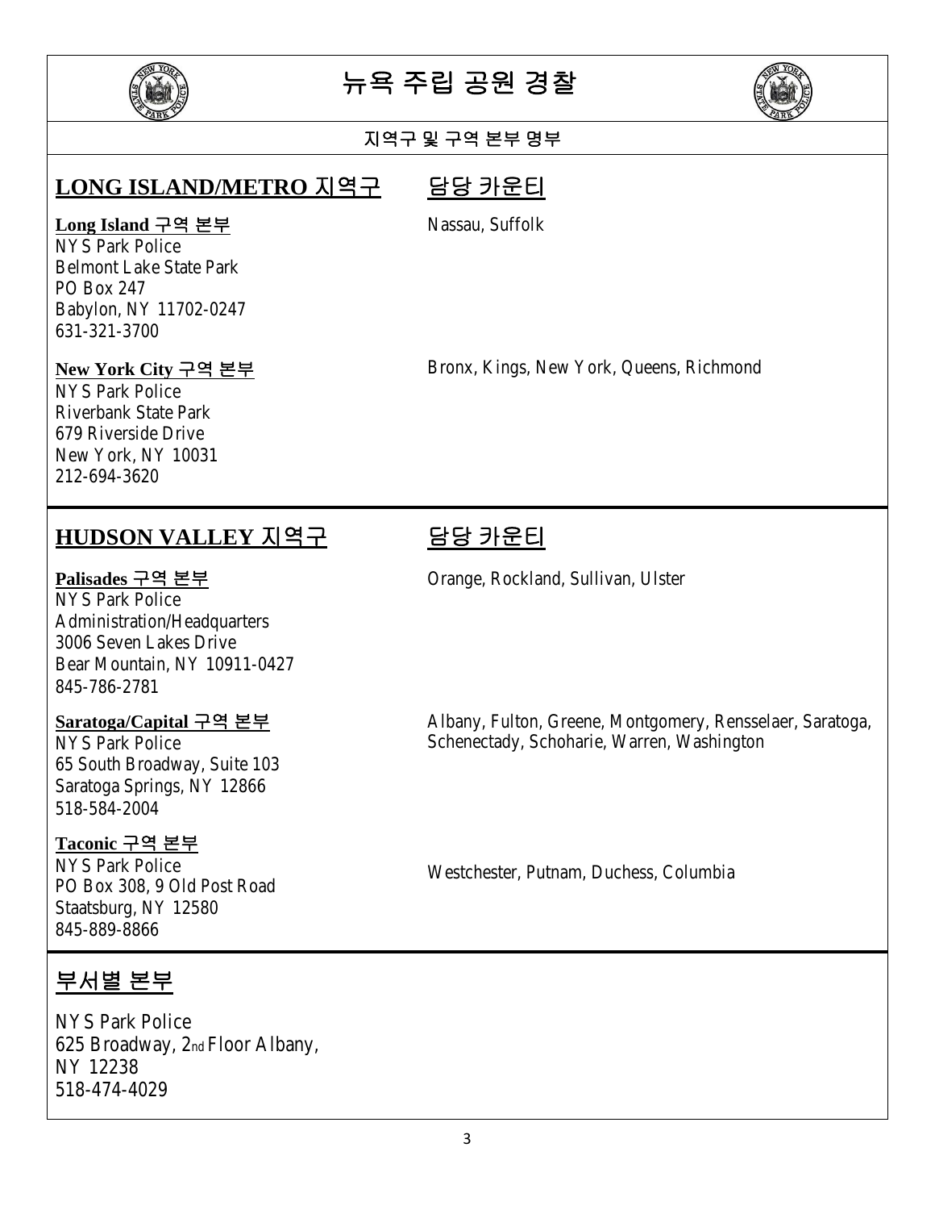# 뉴욕 주립 공원 경찰

## 지역구 및 구역 본부 명부

## LONG ISLAND/METRO 지역구

| 본부 | 담당 카운티 |
| --- | --- |
| **Long Island 구역 본부**<br>NYS Park Police<br>Belmont Lake State Park<br>PO Box 247<br>Babylon, NY 11702-0247<br>631-321-3700 | Nassau, Suffolk |
| **New York City 구역 본부**<br>NYS Park Police<br>Riverbank State Park<br>679 Riverside Drive<br>New York, NY 10031<br>212-694-3620 | Bronx, Kings, New York, Queens, Richmond |

## HUDSON VALLEY 지역구

| 본부 | 담당 카운티 |
| --- | --- |
| **Palisades 구역 본부**<br>NYS Park Police<br>Administration/Headquarters<br>3006 Seven Lakes Drive<br>Bear Mountain, NY 10911-0427<br>845-786-2781 | Orange, Rockland, Sullivan, Ulster |
| **Saratoga/Capital 구역 본부**<br>NYS Park Police<br>65 South Broadway, Suite 103<br>Saratoga Springs, NY 12866<br>518-584-2004 | Albany, Fulton, Greene, Montgomery, Rensselaer, Saratoga, Schenectady, Schoharie, Warren, Washington |
| **Taconic 구역 본부**<br>NYS Park Police<br>PO Box 308, 9 Old Post Road<br>Staatsburg, NY 12580<br>845-889-8866 | Westchester, Putnam, Duchess, Columbia |

## 부서별 본부

NYS Park Police
625 Broadway, 2nd Floor Albany,
NY 12238
518-474-4029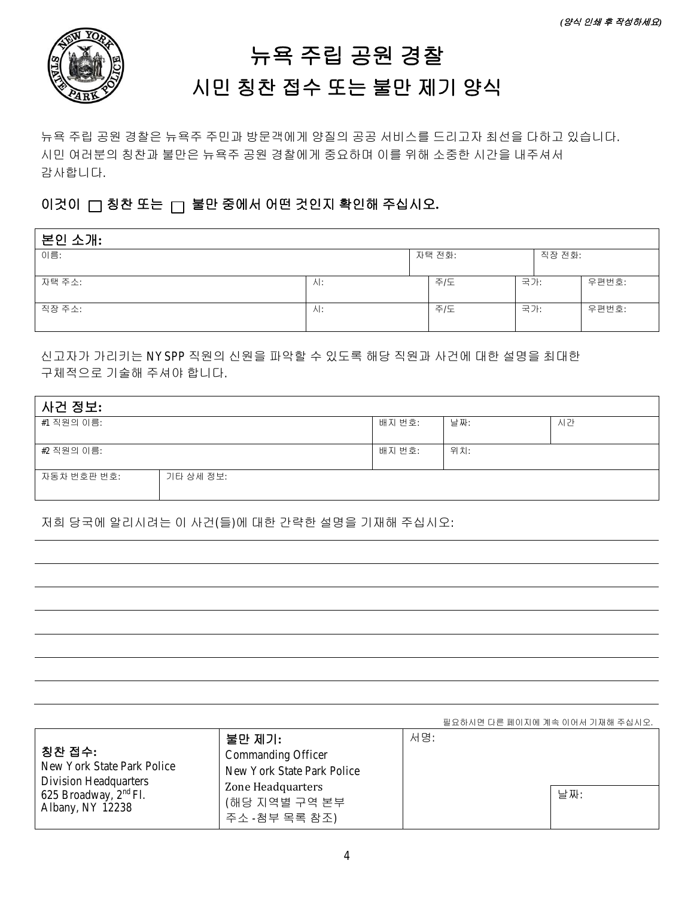*(양식 인쇄 후 작성하세요)*

# 뉴욕 주립 공원 경찰
## 시민 칭찬 접수 또는 불만 제기 양식

뉴욕 주립 공원 경찰은 뉴욕주 주민과 방문객에게 양질의 공공 서비스를 드리고자 최선을 다하고 있습니다. 시민 여러분의 칭찬과 불만은 뉴욕주 공원 경찰에게 중요하며 이를 위해 소중한 시간을 내주셔서 감사합니다.

**이것이 ☐ 칭찬 또는 ☐ 불만 중에서 어떤 것인지 확인해 주십시오.**

| 본인 소개: | | | | | |
|---|---|---|---|---|---|
| 이름: | | 자택 전화: | | 직장 전화: | |
| 자택 주소: | 시: | 주/도 | 국가: | 우편번호: | |
| 직장 주소: | 시: | 주/도 | 국가: | 우편번호: | |

신고자가 가리키는 NYSPP 직원의 신원을 파악할 수 있도록 해당 직원과 사건에 대한 설명을 최대한 구체적으로 기술해 주셔야 합니다.

| 사건 정보: | | | |
|---|---|---|---|
| #1 직원의 이름: | 배지 번호: | 날짜: | 시간 |
| #2 직원의 이름: | 배지 번호: | 위치: | |
| 자동차 번호판 번호: | 기타 상세 정보: | | |

저희 당국에 알리시려는 이 사건(들)에 대한 간략한 설명을 기재해 주십시오:

\_\_\_\_\_\_\_\_\_\_\_\_\_\_\_\_\_\_\_\_\_\_\_\_\_\_\_\_\_\_\_\_\_\_\_\_\_\_\_\_

\_\_\_\_\_\_\_\_\_\_\_\_\_\_\_\_\_\_\_\_\_\_\_\_\_\_\_\_\_\_\_\_\_\_\_\_\_\_\_\_

\_\_\_\_\_\_\_\_\_\_\_\_\_\_\_\_\_\_\_\_\_\_\_\_\_\_\_\_\_\_\_\_\_\_\_\_\_\_\_\_

\_\_\_\_\_\_\_\_\_\_\_\_\_\_\_\_\_\_\_\_\_\_\_\_\_\_\_\_\_\_\_\_\_\_\_\_\_\_\_\_

\_\_\_\_\_\_\_\_\_\_\_\_\_\_\_\_\_\_\_\_\_\_\_\_\_\_\_\_\_\_\_\_\_\_\_\_\_\_\_\_

\_\_\_\_\_\_\_\_\_\_\_\_\_\_\_\_\_\_\_\_\_\_\_\_\_\_\_\_\_\_\_\_\_\_\_\_\_\_\_\_

\_\_\_\_\_\_\_\_\_\_\_\_\_\_\_\_\_\_\_\_\_\_\_\_\_\_\_\_\_\_\_\_\_\_\_\_\_\_\_\_

필요하시면 다른 페이지에 계속 이어서 기재해 주십시오.

| 칭찬 접수: | 불만 제기: | 서명: | |
|---|---|---|---|
| New York State Park Police<br>Division Headquarters<br>625 Broadway, 2nd Fl.<br>Albany, NY 12238 | Commanding Officer<br>New York State Park Police<br>Zone Headquarters<br>(해당 지역별 구역 본부 주소 - 첨부 목록 참조) | | 날짜: |